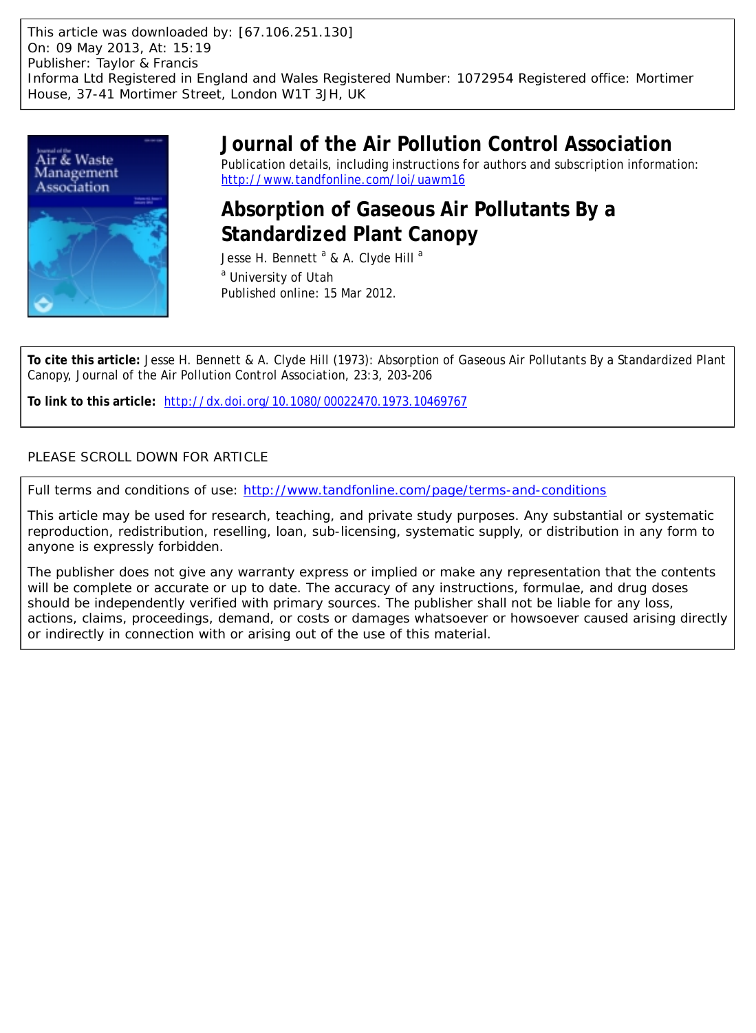This article was downloaded by: [67.106.251.130]
On: 09 May 2013, At: 15:19
Publisher: Taylor & Francis
Informa Ltd Registered in England and Wales Registered Number: 1072954 Registered office: Mortimer House, 37-41 Mortimer Street, London W1T 3JH, UK

# Journal of the Air Pollution Control Association

Publication details, including instructions for authors and subscription information: http://www.tandfonline.com/loi/uawm16

## Absorption of Gaseous Air Pollutants By a Standardized Plant Canopy

Jesse H. Bennett [a] & A. Clyde Hill [a]

[a] University of Utah

Published online: 15 Mar 2012.

**To cite this article:** Jesse H. Bennett & A. Clyde Hill (1973): Absorption of Gaseous Air Pollutants By a Standardized Plant Canopy, Journal of the Air Pollution Control Association, 23:3, 203-206

**To link to this article:** http://dx.doi.org/10.1080/00022470.1973.10469767

PLEASE SCROLL DOWN FOR ARTICLE

Full terms and conditions of use: http://www.tandfonline.com/page/terms-and-conditions

This article may be used for research, teaching, and private study purposes. Any substantial or systematic reproduction, redistribution, reselling, loan, sub-licensing, systematic supply, or distribution in any form to anyone is expressly forbidden.

The publisher does not give any warranty express or implied or make any representation that the contents will be complete or accurate or up to date. The accuracy of any instructions, formulae, and drug doses should be independently verified with primary sources. The publisher shall not be liable for any loss, actions, claims, proceedings, demand, or costs or damages whatsoever or howsoever caused arising directly or indirectly in connection with or arising out of the use of this material.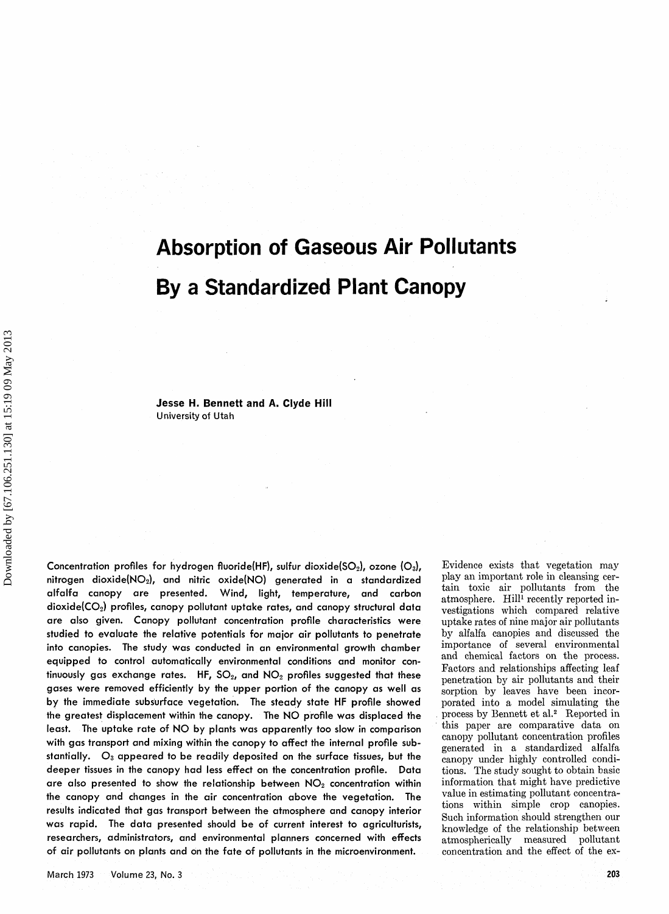# Absorption of Gaseous Air Pollutants By a Standardized Plant Canopy

**Jesse H. Bennett and A. Clyde Hill**
University of Utah

Concentration profiles for hydrogen fluoride(HF), sulfur dioxide($SO_2$), ozone ($O_3$), nitrogen dioxide($NO_2$), and nitric oxide(NO) generated in a standardized alfalfa canopy are presented. Wind, light, temperature, and carbon dioxide($CO_2$) profiles, canopy pollutant uptake rates, and canopy structural data are also given. Canopy pollutant concentration profile characteristics were studied to evaluate the relative potentials for major air pollutants to penetrate into canopies. The study was conducted in an environmental growth chamber equipped to control automatically environmental conditions and monitor continuously gas exchange rates. HF, $SO_2$, and $NO_2$ profiles suggested that these gases were removed efficiently by the upper portion of the canopy as well as by the immediate subsurface vegetation. The steady state HF profile showed the greatest displacement within the canopy. The NO profile was displaced the least. The uptake rate of NO by plants was apparently too slow in comparison with gas transport and mixing within the canopy to affect the internal profile substantially. $O_3$ appeared to be readily deposited on the surface tissues, but the deeper tissues in the canopy had less effect on the concentration profile. Data are also presented to show the relationship between $NO_2$ concentration within the canopy and changes in the air concentration above the vegetation. The results indicated that gas transport between the atmosphere and canopy interior was rapid. The data presented should be of current interest to agriculturists, researchers, administrators, and environmental planners concerned with effects of air pollutants on plants and on the fate of pollutants in the microenvironment.

Evidence exists that vegetation may play an important role in cleansing certain toxic air pollutants from the atmosphere. Hill[1] recently reported investigations which compared relative uptake rates of nine major air pollutants by alfalfa canopies and discussed the importance of several environmental and chemical factors on the process. Factors and relationships affecting leaf penetration by air pollutants and their sorption by leaves have been incorporated into a model simulating the process by Bennett et al.[2] Reported in this paper are comparative data on canopy pollutant concentration profiles generated in a standardized alfalfa canopy under highly controlled conditions. The study sought to obtain basic information that might have predictive value in estimating pollutant concentrations within simple crop canopies. Such information should strengthen our knowledge of the relationship between atmospherically measured pollutant concentration and the effect of the ex-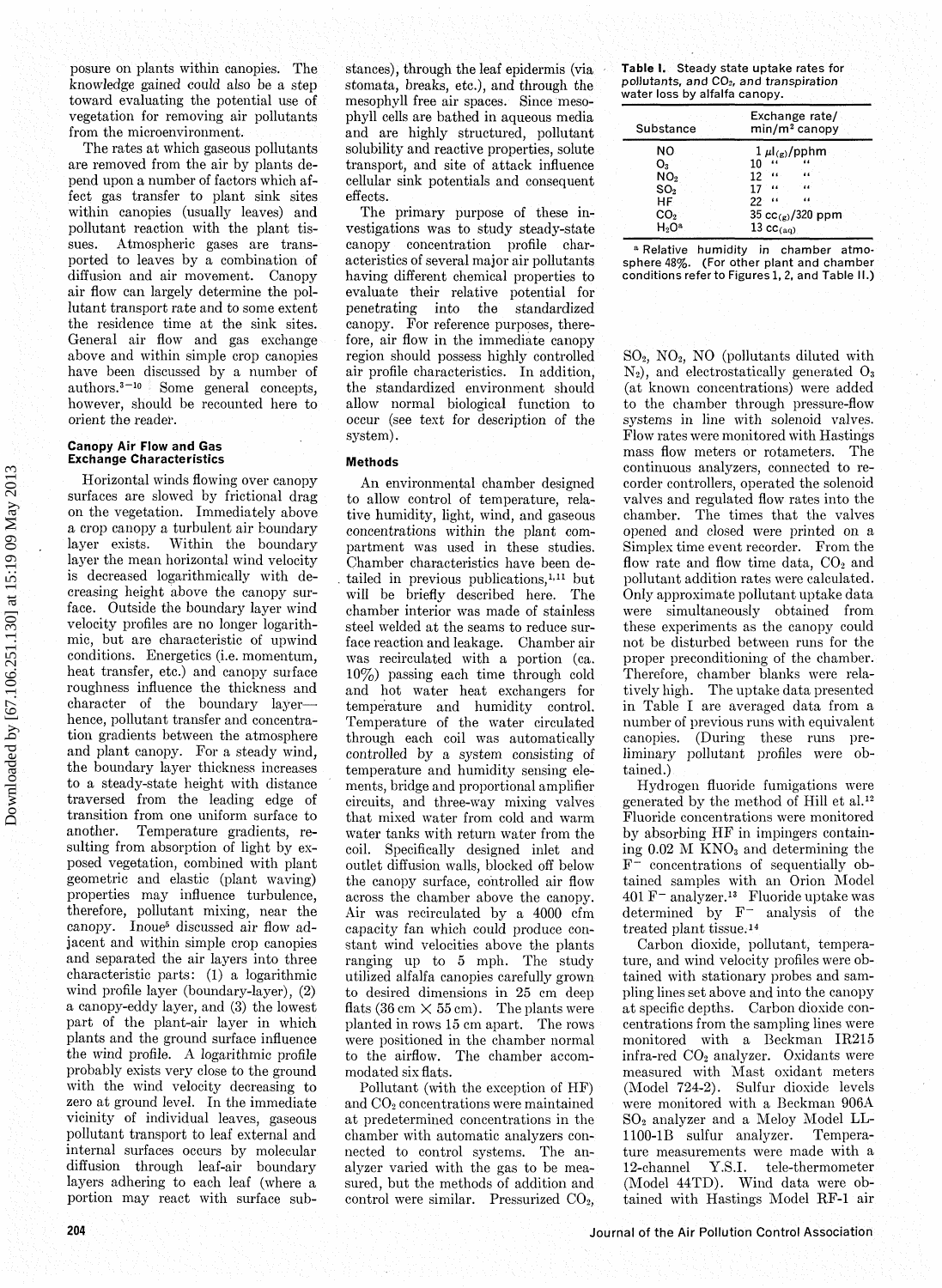posure on plants within canopies. The knowledge gained could also be a step toward evaluating the potential use of vegetation for removing air pollutants from the microenvironment.

The rates at which gaseous pollutants are removed from the air by plants depend upon a number of factors which affect gas transfer to plant sink sites within canopies (usually leaves) and pollutant reaction with the plant tissues. Atmospheric gases are transported to leaves by a combination of diffusion and air movement. Canopy air flow can largely determine the pollutant transport rate and to some extent the residence time at the sink sites. General air flow and gas exchange above and within simple crop canopies have been discussed by a number of authors.[3-10] Some general concepts, however, should be recounted here to orient the reader.

### Canopy Air Flow and Gas Exchange Characteristics

Horizontal winds flowing over canopy surfaces are slowed by frictional drag on the vegetation. Immediately above a crop canopy a turbulent air boundary layer exists. Within the boundary layer the mean horizontal wind velocity is decreased logarithmically with decreasing height above the canopy surface. Outside the boundary layer wind velocity profiles are no longer logarithmic, but are characteristic of upwind conditions. Energetics (i.e. momentum, heat transfer, etc.) and canopy surface roughness influence the thickness and character of the boundary layer—hence, pollutant transfer and concentration gradients between the atmosphere and plant canopy. For a steady wind, the boundary layer thickness increases to a steady-state height with distance traversed from the leading edge of transition from one uniform surface to another. Temperature gradients, resulting from absorption of light by exposed vegetation, combined with plant geometric and elastic (plant waving) properties may influence turbulence, therefore, pollutant mixing, near the canopy. Inoue[5] discussed air flow adjacent and within simple crop canopies and separated the air layers into three characteristic parts: (1) a logarithmic wind profile layer (boundary-layer), (2) a canopy-eddy layer, and (3) the lowest part of the plant-air layer in which plants and the ground surface influence the wind profile. A logarithmic profile probably exists very close to the ground with the wind velocity decreasing to zero at ground level. In the immediate vicinity of individual leaves, gaseous pollutant transport to leaf external and internal surfaces occurs by molecular diffusion through leaf-air boundary layers adhering to each leaf (where a portion may react with surface substances), through the leaf epidermis (via stomata, breaks, etc.), and through the mesophyll free air spaces. Since mesophyll cells are bathed in aqueous media and are highly structured, pollutant solubility and reactive properties, solute transport, and site of attack influence cellular sink potentials and consequent effects.

The primary purpose of these investigations was to study steady-state canopy concentration profile characteristics of several major air pollutants having different chemical properties to evaluate their relative potential for penetrating into the standardized canopy. For reference purposes, therefore, air flow in the immediate canopy region should possess highly controlled air profile characteristics. In addition, the standardized environment should allow normal biological function to occur (see text for description of the system).

### Methods

An environmental chamber designed to allow control of temperature, relative humidity, light, wind, and gaseous concentrations within the plant compartment was used in these studies. Chamber characteristics have been detailed in previous publications,[1,11] but will be briefly described here. The chamber interior was made of stainless steel welded at the seams to reduce surface reaction and leakage. Chamber air was recirculated with a portion (ca. 10%) passing each time through cold and hot water heat exchangers for temperature and humidity control. Temperature of the water circulated through each coil was automatically controlled by a system consisting of temperature and humidity sensing elements, bridge and proportional amplifier circuits, and three-way mixing valves that mixed water from cold and warm water tanks with return water from the coil. Specifically designed inlet and outlet diffusion walls, blocked off below the canopy surface, controlled air flow across the chamber above the canopy. Air was recirculated by a 4000 cfm capacity fan which could produce constant wind velocities above the plants ranging up to 5 mph. The study utilized alfalfa canopies carefully grown to desired dimensions in 25 cm deep flats (36 cm × 55 cm). The plants were planted in rows 15 cm apart. The rows were positioned in the chamber normal to the airflow. The chamber accommodated six flats.

Pollutant (with the exception of HF) and $CO_2$ concentrations were maintained at predetermined concentrations in the chamber with automatic analyzers connected to control systems. The analyzer varied with the gas to be measured, but the methods of addition and control were similar. Pressurized $CO_2$, $SO_2$, $NO_2$, NO (pollutants diluted with $N_2$), and electrostatically generated $O_3$ (at known concentrations) were added to the chamber through pressure-flow systems in line with solenoid valves. Flow rates were monitored with Hastings mass flow meters or rotameters. The continuous analyzers, connected to recorder controllers, operated the solenoid valves and regulated flow rates into the chamber. The times that the valves opened and closed were printed on a Simplex time event recorder. From the flow rate and flow time data, $CO_2$ and pollutant addition rates were calculated. Only approximate pollutant uptake data were simultaneously obtained from these experiments as the canopy could not be disturbed between runs for the proper preconditioning of the chamber. Therefore, chamber blanks were relatively high. The uptake data presented in Table I are averaged data from a number of previous runs with equivalent canopies. (During these runs preliminary pollutant profiles were obtained.)

**Table I.** *Steady state uptake rates for pollutants, and $CO_2$, and transpiration water loss by alfalfa canopy.*

| Substance | Exchange rate/ min/m² canopy |
|---|---|
| NO | 1 $\mu l_{(g)}$/pphm |
| $O_3$ | 10 " " |
| $NO_2$ | 12 " " |
| $SO_2$ | 17 " " |
| HF | 22 " " |
| $CO_2$ | 35 $cc_{(g)}$/320 ppm |
| $H_2O$[a] | 13 $cc_{(aq)}$ |

[a] Relative humidity in chamber atmosphere 48%. (For other plant and chamber conditions refer to Figures 1, 2, and Table II.)

Hydrogen fluoride fumigations were generated by the method of Hill et al.[12] Fluoride concentrations were monitored by absorbing HF in impingers containing 0.02 M $KNO_3$ and determining the $F^-$ concentrations of sequentially obtained samples with an Orion Model 401 $F^-$ analyzer.[13] Fluoride uptake was determined by $F^-$ analysis of the treated plant tissue.[14]

Carbon dioxide, pollutant, temperature, and wind velocity profiles were obtained with stationary probes and sampling lines set above and into the canopy at specific depths. Carbon dioxide concentrations from the sampling lines were monitored with a Beckman IR215 infra-red $CO_2$ analyzer. Oxidants were measured with Mast oxidant meters (Model 724-2). Sulfur dioxide levels were monitored with a Beckman 906A $SO_2$ analyzer and a Meloy Model LL-1100-1B sulfur analyzer. Temperature measurements were made with a 12-channel Y.S.I. tele-thermometer (Model 44TD). Wind data were obtained with Hastings Model RF-1 air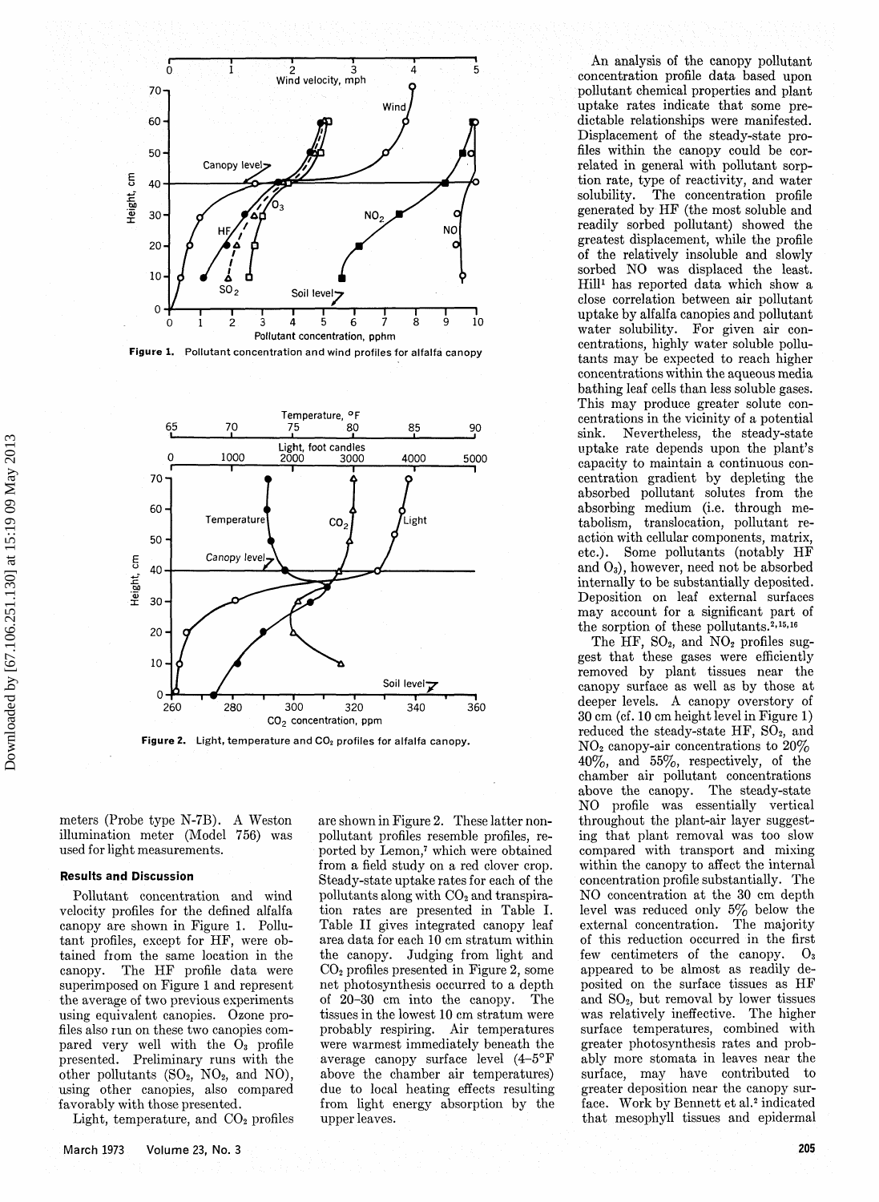Figure 1. Pollutant concentration and wind profiles for alfalfa canopy

Figure 2. Light, temperature and $CO_2$ profiles for alfalfa canopy.

meters (Probe type N-7B). A Weston illumination meter (Model 756) was used for light measurements.

## Results and Discussion

Pollutant concentration and wind velocity profiles for the defined alfalfa canopy are shown in Figure 1. Pollutant profiles, except for HF, were obtained from the same location in the canopy. The HF profile data were superimposed on Figure 1 and represent the average of two previous experiments using equivalent canopies. Ozone profiles also run on these two canopies compared very well with the $O_3$ profile presented. Preliminary runs with the other pollutants ($SO_2$, $NO_2$, and NO), using other canopies, also compared favorably with those presented.

Light, temperature, and $CO_2$ profiles are shown in Figure 2. These latter nonpollutant profiles resemble profiles, reported by Lemon,[7] which were obtained from a field study on a red clover crop. Steady-state uptake rates for each of the pollutants along with $CO_2$ and transpiration rates are presented in Table I. Table II gives integrated canopy leaf area data for each 10 cm stratum within the canopy. Judging from light and $CO_2$ profiles presented in Figure 2, some net photosynthesis occurred to a depth of 20–30 cm into the canopy. The tissues in the lowest 10 cm stratum were probably respiring. Air temperatures were warmest immediately beneath the average canopy surface level (4–5°F above the chamber air temperatures) due to local heating effects resulting from light energy absorption by the upper leaves.

An analysis of the canopy pollutant concentration profile data based upon pollutant chemical properties and plant uptake rates indicate that some predictable relationships were manifested. Displacement of the steady-state profiles within the canopy could be correlated in general with pollutant sorption rate, type of reactivity, and water solubility. The concentration profile generated by HF (the most soluble and readily sorbed pollutant) showed the greatest displacement, while the profile of the relatively insoluble and slowly sorbed NO was displaced the least. Hill[1] has reported data which show a close correlation between air pollutant uptake by alfalfa canopies and pollutant water solubility. For given air concentrations, highly water soluble pollutants may be expected to reach higher concentrations within the aqueous media bathing leaf cells than less soluble gases. This may produce greater solute concentrations in the vicinity of a potential sink. Nevertheless, the steady-state uptake rate depends upon the plant's capacity to maintain a continuous concentration gradient by depleting the absorbed pollutant solutes from the absorbing medium (i.e. through metabolism, translocation, pollutant reaction with cellular components, matrix, etc.). Some pollutants (notably HF and $O_3$), however, need not be absorbed internally to be substantially deposited. Deposition on leaf external surfaces may account for a significant part of the sorption of these pollutants.[2,15,16]

The HF, $SO_2$, and $NO_2$ profiles suggest that these gases were efficiently removed by plant tissues near the canopy surface as well as by those at deeper levels. A canopy overstory of 30 cm (cf. 10 cm height level in Figure 1) reduced the steady-state HF, $SO_2$, and $NO_2$ canopy-air concentrations to 20% 40%, and 55%, respectively, of the chamber air pollutant concentrations above the canopy. The steady-state NO profile was essentially vertical throughout the plant-air layer suggesting that plant removal was too slow compared with transport and mixing within the canopy to affect the internal concentration profile substantially. The NO concentration at the 30 cm depth level was reduced only 5% below the external concentration. The majority of this reduction occurred in the first few centimeters of the canopy. $O_3$ appeared to be almost as readily deposited on the surface tissues as HF and $SO_2$, but removal by lower tissues was relatively ineffective. The higher surface temperatures, combined with greater photosynthesis rates and probably more stomata in leaves near the surface, may have contributed to greater deposition near the canopy surface. Work by Bennett et al.[2] indicated that mesophyll tissues and epidermal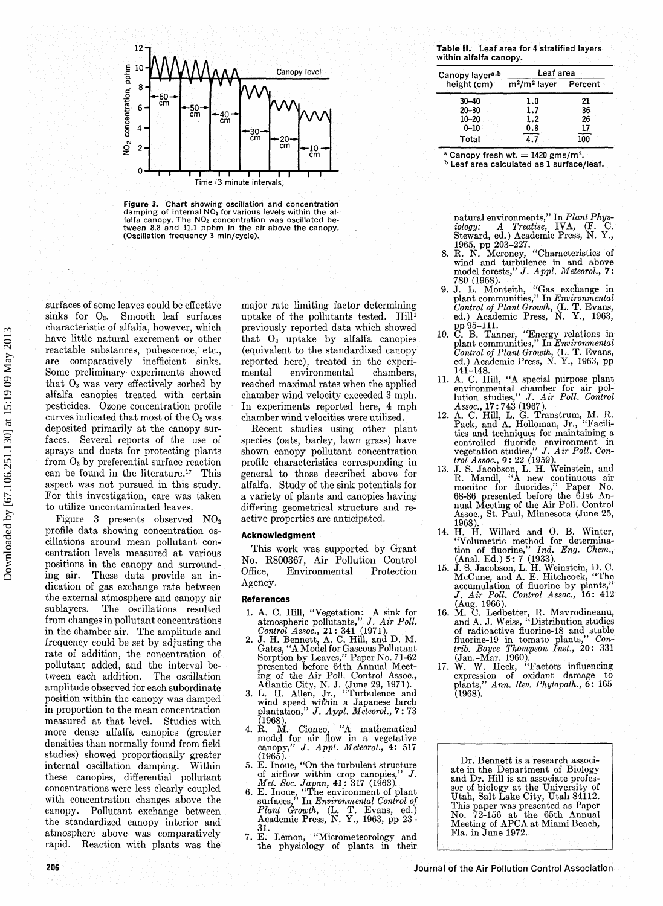12
10
8
6
4
2
0

$NO_2$ concentration, pphm

Canopy level

60 cm
50 cm
40 cm
30 cm
20 cm
10 cm

Time (3 minute intervals)

**Figure 3.** Chart showing oscillation and concentration damping of internal $NO_2$ for various levels within the alfalfa canopy. The $NO_2$ concentration was oscillated between 8.8 and 11.1 pphm in the air above the canopy. (Oscillation frequency 3 min/cycle).

**Table II.** Leaf area for 4 stratified layers within alfalfa canopy.

| Canopy layer[a,b] height (cm) | Leaf area | |
|---|---|---|
| | $m^2/m^2$ layer | Percent |
| 30–40 | 1.0 | 21 |
| 20–30 | 1.7 | 36 |
| 10–20 | 1.2 | 26 |
| 0–10 | 0.8 | 17 |
| Total | 4.7 | 100 |

[a] Canopy fresh wt. = 1420 gms/$m^2$.
[b] Leaf area calculated as 1 surface/leaf.

surfaces of some leaves could be effective sinks for $O_3$. Smooth leaf surfaces characteristic of alfalfa, however, which have little natural excrement or other reactable substances, pubescence, etc., are comparatively inefficient sinks. Some preliminary experiments showed that $O_3$ was very effectively sorbed by alfalfa canopies treated with certain pesticides. Ozone concentration profile curves indicated that most of the $O_3$ was deposited primarily at the canopy surfaces. Several reports of the use of sprays and dusts for protecting plants from $O_3$ by preferential surface reaction can be found in the literature.[17] This aspect was not pursued in this study. For this investigation, care was taken to utilize uncontaminated leaves.

Figure 3 presents observed $NO_2$ profile data showing concentration oscillations around mean pollutant concentration levels measured at various positions in the canopy and surrounding air. These data provide an indication of gas exchange rate between the external atmosphere and canopy air sublayers. The oscillations resulted from changes in pollutant concentrations in the chamber air. The amplitude and frequency could be set by adjusting the rate of addition, the concentration of pollutant added, and the interval between each addition. The oscillation amplitude observed for each subordinate position within the canopy was damped in proportion to the mean concentration measured at that level. Studies with more dense alfalfa canopies (greater densities than normally found from field studies) showed proportionally greater internal oscillation damping. Within these canopies, differential pollutant concentrations were less clearly coupled with concentration changes above the canopy. Pollutant exchange between the standardized canopy interior and atmosphere above was comparatively rapid. Reaction with plants was the major rate limiting factor determining uptake of the pollutants tested. Hill[1] previously reported data which showed that $O_3$ uptake by alfalfa canopies (equivalent to the standardized canopy reported here), treated in the experimental environmental chambers, reached maximal rates when the applied chamber wind velocity exceeded 3 mph. In experiments reported here, 4 mph chamber wind velocities were utilized.

Recent studies using other plant species (oats, barley, lawn grass) have shown canopy pollutant concentration profile characteristics corresponding in general to those described above for alfalfa. Study of the sink potentials for a variety of plants and canopies having differing geometrical structure and reactive properties are anticipated.

## Acknowledgment

This work was supported by Grant No. R800367, Air Pollution Control Office, Environmental Protection Agency.

## References

1. A. C. Hill, "Vegetation: A sink for atmospheric pollutants," *J. Air Poll. Control Assoc.*, **21**: 341 (1971).
2. J. H. Bennett, A. C. Hill, and D. M. Gates, "A Model for Gaseous Pollutant Sorption by Leaves," Paper No. 71-62 presented before 64th Annual Meeting of the Air Poll. Control Assoc., Atlantic City, N. J. (June 29, 1971).
3. L. H. Allen, Jr., "Turbulence and wind speed within a Japanese larch plantation," *J. Appl. Meteorol.*, **7**: 73 (1968).
4. R. M. Cionco, "A mathematical model for air flow in a vegetative canopy," *J. Appl. Meteorol.*, **4**: 517 (1965).
5. E. Inoue, "On the turbulent structure of airflow within crop canopies," *J. Met. Soc. Japan*, **41**: 317 (1963).
6. E. Inoue, "The environment of plant surfaces," In *Environmental Control of Plant Growth*, (L. T. Evans, ed.) Academic Press, N. Y., 1963, pp 23–31.
7. E. Lemon, "Micrometeorology and the physiology of plants in their natural environments," In *Plant Physiology: A Treatise*, IVA, (F. C. Steward, ed.) Academic Press, N. Y., 1965, pp 203–227.
8. R. N. Meroney, "Characteristics of wind and turbulence in and above model forests," *J. Appl. Meteorol.*, **7**: 780 (1968).
9. J. L. Monteith, "Gas exchange in plant communities," In *Environmental Control of Plant Growth*, (L. T. Evans, ed.) Academic Press, N. Y., 1963, pp 95–111.
10. C. B. Tanner, "Energy relations in plant communities," In *Environmental Control of Plant Growth*, (L. T. Evans, ed.) Academic Press, N. Y., 1963, pp 141–148.
11. A. C. Hill, "A special purpose plant environmental chamber for air pollution studies," *J. Air Poll. Control Assoc.*, **17**: 743 (1967).
12. A. C. Hill, L. G. Transtrum, M. R. Pack, and A. Holloman, Jr., "Facilities and techniques for maintaining a controlled fluoride environment in vegetation studies," *J. Air Poll. Control Assoc.*, **9**: 22 (1959).
13. J. S. Jacobson, L. H. Weinstein, and R. Mandl, "A new continuous air monitor for fluorides," Paper No. 68-86 presented before the 61st Annual Meeting of the Air Poll. Control Assoc., St. Paul, Minnesota (June 25, 1968).
14. H. H. Willard and O. B. Winter, "Volumetric method for determination of fluorine," *Ind. Eng. Chem.*, (Anal. Ed.) **5**: 7 (1933).
15. J. S. Jacobson, L. H. Weinstein, D. C. McCune, and A. E. Hitchcock, "The accumulation of fluorine by plants," *J. Air Poll. Control Assoc.*, **16**: 412 (Aug. 1966).
16. M. C. Ledbetter, R. Mavrodineanu, and A. J. Weiss, "Distribution studies of radioactive fluorine-18 and stable fluorine-19 in tomato plants," *Contrib. Boyce Thompson Inst.*, **20**: 331 (Jan.–Mar. 1960).
17. W. W. Heck, "Factors influencing expression of oxidant damage to plants," *Ann. Rev. Phytopath.*, **6**: 165 (1968).

Dr. Bennett is a research associate in the Department of Biology and Dr. Hill is an associate professor of biology at the University of Utah, Salt Lake City, Utah 84112. This paper was presented as Paper No. 72-156 at the 65th Annual Meeting of APCA at Miami Beach, Fla. in June 1972.